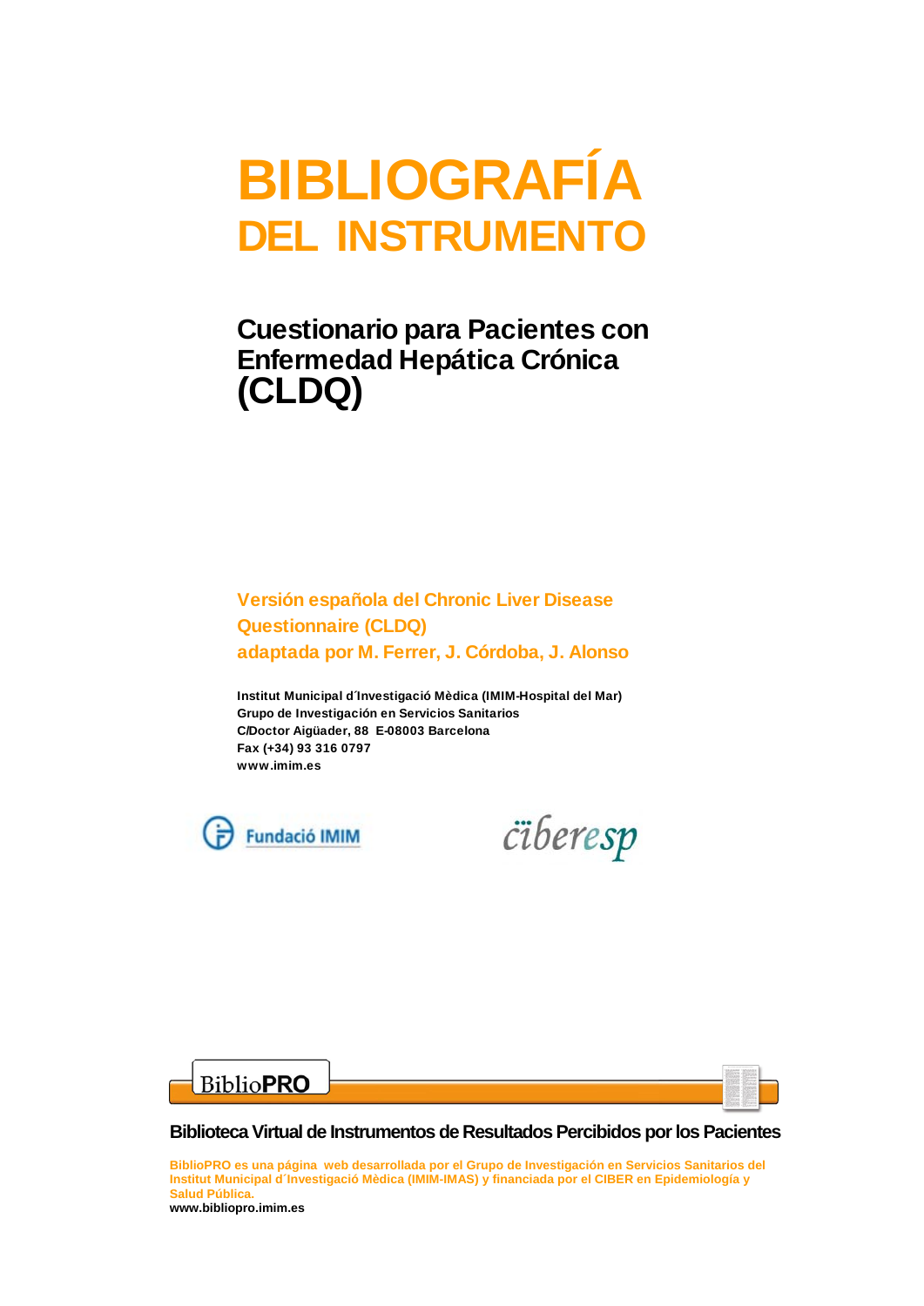# BIBLIOGRAFÍA
## DEL INSTRUMENTO

### Cuestionario para Pacientes con Enfermedad Hepática Crónica (CLDQ)

**Versión española del Chronic Liver Disease Questionnaire (CLDQ) adaptada por M. Ferrer, J. Córdoba, J. Alonso**

**Institut Municipal d´Investigació Mèdica (IMIM-Hospital del Mar)**
**Grupo de Investigación en Servicios Sanitarios**
**C/Doctor Aigüader, 88 E-08003 Barcelona**
**Fax (+34) 93 316 0797**
**www.imim.es**

Fundació IMIM

ciberesp

BiblioPRO

**Biblioteca Virtual de Instrumentos de Resultados Percibidos por los Pacientes**

**BiblioPRO es una página web desarrollada por el Grupo de Investigación en Servicios Sanitarios del Institut Municipal d´Investigació Mèdica (IMIM-IMAS) y financiada por el CIBER en Epidemiología y Salud Pública.**
**www.bibliopro.imim.es**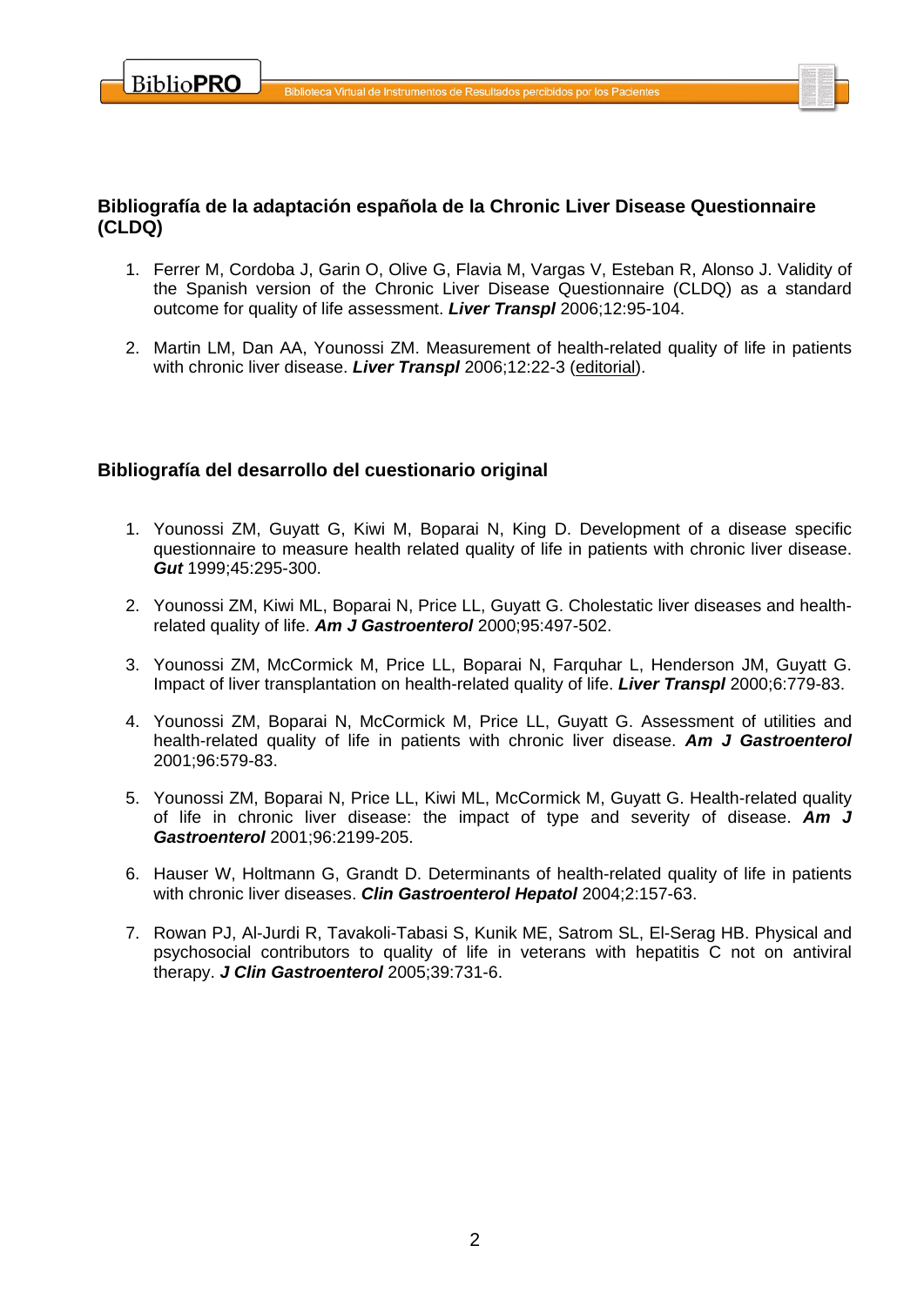## Bibliografía de la adaptación española de la Chronic Liver Disease Questionnaire (CLDQ)

1. Ferrer M, Cordoba J, Garin O, Olive G, Flavia M, Vargas V, Esteban R, Alonso J. Validity of the Spanish version of the Chronic Liver Disease Questionnaire (CLDQ) as a standard outcome for quality of life assessment. ***Liver Transpl*** 2006;12:95-104.

2. Martin LM, Dan AA, Younossi ZM. Measurement of health-related quality of life in patients with chronic liver disease. ***Liver Transpl*** 2006;12:22-3 (editorial).

## Bibliografía del desarrollo del cuestionario original

1. Younossi ZM, Guyatt G, Kiwi M, Boparai N, King D. Development of a disease specific questionnaire to measure health related quality of life in patients with chronic liver disease. ***Gut*** 1999;45:295-300.

2. Younossi ZM, Kiwi ML, Boparai N, Price LL, Guyatt G. Cholestatic liver diseases and health-related quality of life. ***Am J Gastroenterol*** 2000;95:497-502.

3. Younossi ZM, McCormick M, Price LL, Boparai N, Farquhar L, Henderson JM, Guyatt G. Impact of liver transplantation on health-related quality of life. ***Liver Transpl*** 2000;6:779-83.

4. Younossi ZM, Boparai N, McCormick M, Price LL, Guyatt G. Assessment of utilities and health-related quality of life in patients with chronic liver disease. ***Am J Gastroenterol*** 2001;96:579-83.

5. Younossi ZM, Boparai N, Price LL, Kiwi ML, McCormick M, Guyatt G. Health-related quality of life in chronic liver disease: the impact of type and severity of disease. ***Am J Gastroenterol*** 2001;96:2199-205.

6. Hauser W, Holtmann G, Grandt D. Determinants of health-related quality of life in patients with chronic liver diseases. ***Clin Gastroenterol Hepatol*** 2004;2:157-63.

7. Rowan PJ, Al-Jurdi R, Tavakoli-Tabasi S, Kunik ME, Satrom SL, El-Serag HB. Physical and psychosocial contributors to quality of life in veterans with hepatitis C not on antiviral therapy. ***J Clin Gastroenterol*** 2005;39:731-6.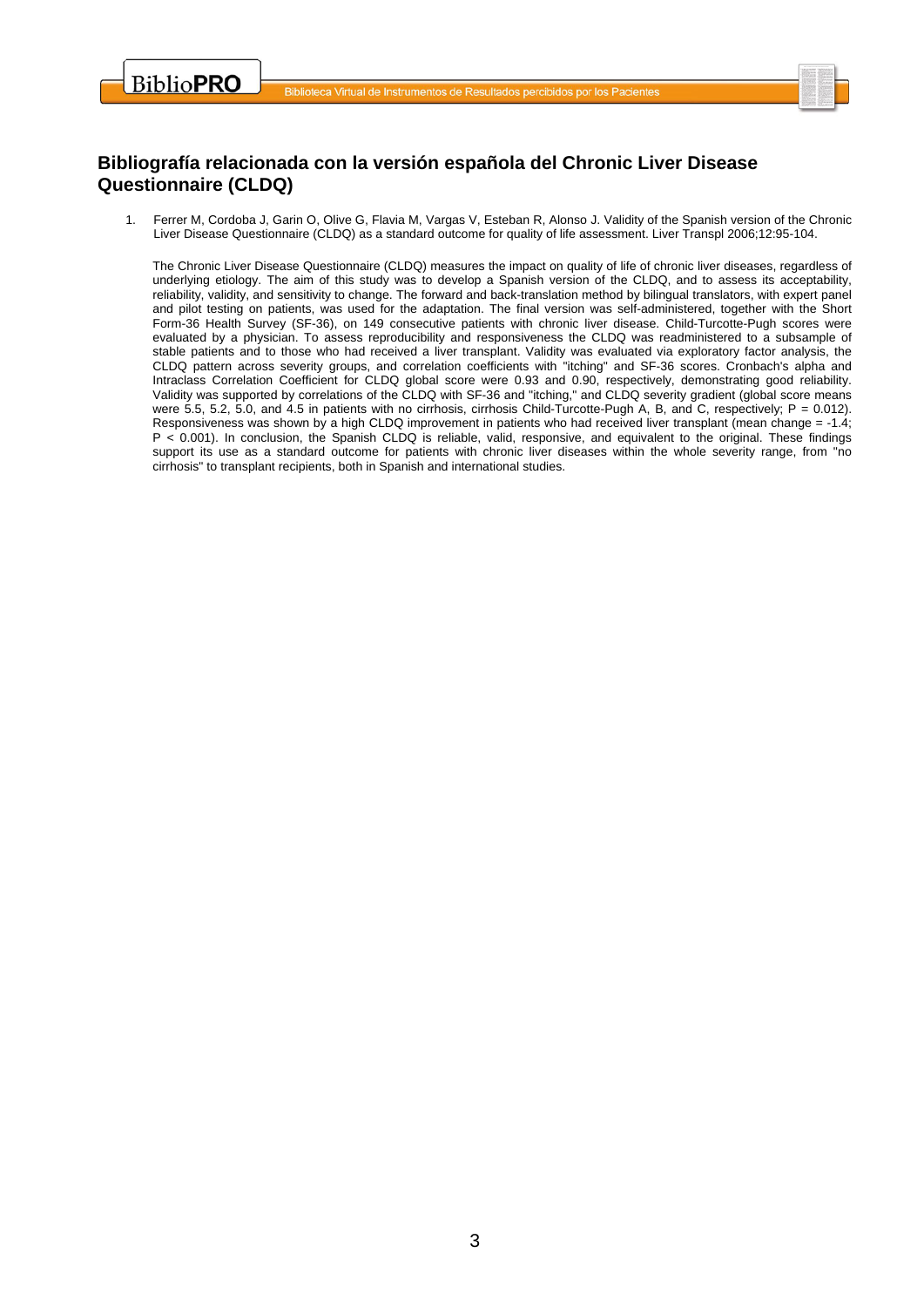## Bibliografía relacionada con la versión española del Chronic Liver Disease Questionnaire (CLDQ)

1. Ferrer M, Cordoba J, Garin O, Olive G, Flavia M, Vargas V, Esteban R, Alonso J. Validity of the Spanish version of the Chronic Liver Disease Questionnaire (CLDQ) as a standard outcome for quality of life assessment. Liver Transpl 2006;12:95-104.

   The Chronic Liver Disease Questionnaire (CLDQ) measures the impact on quality of life of chronic liver diseases, regardless of underlying etiology. The aim of this study was to develop a Spanish version of the CLDQ, and to assess its acceptability, reliability, validity, and sensitivity to change. The forward and back-translation method by bilingual translators, with expert panel and pilot testing on patients, was used for the adaptation. The final version was self-administered, together with the Short Form-36 Health Survey (SF-36), on 149 consecutive patients with chronic liver disease. Child-Turcotte-Pugh scores were evaluated by a physician. To assess reproducibility and responsiveness the CLDQ was readministered to a subsample of stable patients and to those who had received a liver transplant. Validity was evaluated via exploratory factor analysis, the CLDQ pattern across severity groups, and correlation coefficients with "itching" and SF-36 scores. Cronbach's alpha and Intraclass Correlation Coefficient for CLDQ global score were 0.93 and 0.90, respectively, demonstrating good reliability. Validity was supported by correlations of the CLDQ with SF-36 and "itching," and CLDQ severity gradient (global score means were 5.5, 5.2, 5.0, and 4.5 in patients with no cirrhosis, cirrhosis Child-Turcotte-Pugh A, B, and C, respectively; P = 0.012). Responsiveness was shown by a high CLDQ improvement in patients who had received liver transplant (mean change = -1.4; P < 0.001). In conclusion, the Spanish CLDQ is reliable, valid, responsive, and equivalent to the original. These findings support its use as a standard outcome for patients with chronic liver diseases within the whole severity range, from "no cirrhosis" to transplant recipients, both in Spanish and international studies.